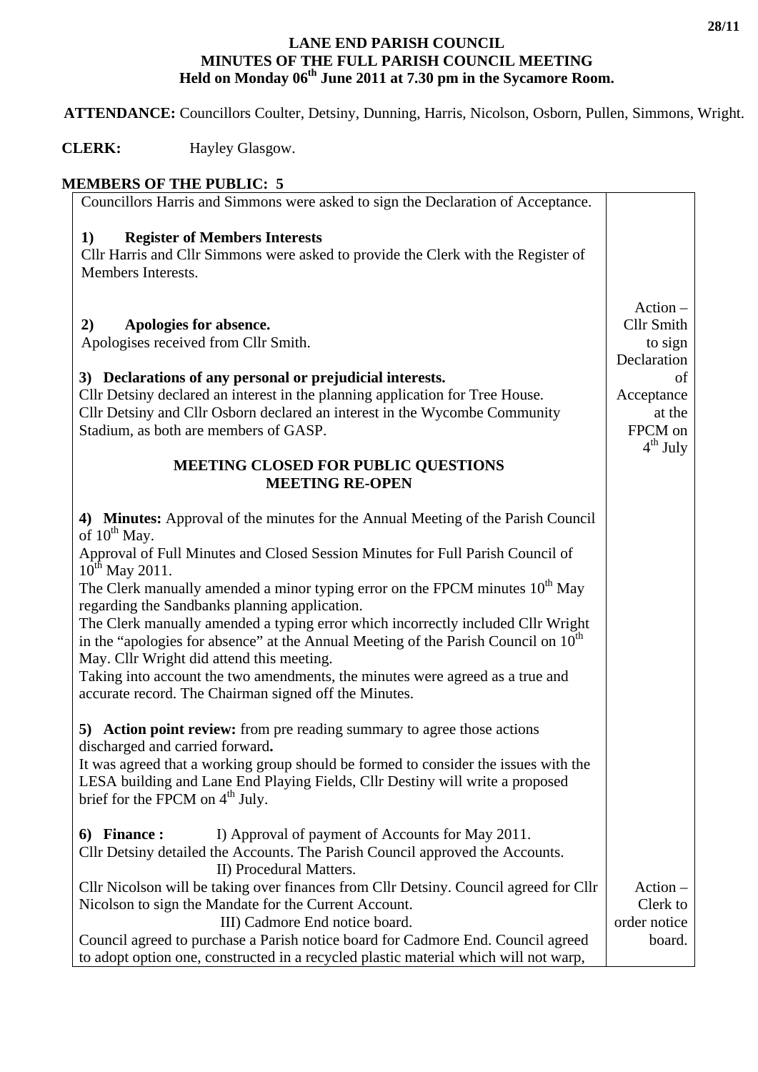# LANE END PARISH COUNCIL
## MINUTES OF THE FULL PARISH COUNCIL MEETING
### Held on Monday 06th June 2011 at 7.30 pm in the Sycamore Room.

**ATTENDANCE:** Councillors Coulter, Detsiny, Dunning, Harris, Nicolson, Osborn, Pullen, Simmons, Wright.

**CLERK:** Hayley Glasgow.

**MEMBERS OF THE PUBLIC: 5**

| | |
|---|---|
| Councillors Harris and Simmons were asked to sign the Declaration of Acceptance. | |
| **1) Register of Members Interests**<br>Cllr Harris and Cllr Simmons were asked to provide the Clerk with the Register of Members Interests. | |
| **2) Apologies for absence.**<br>Apologises received from Cllr Smith. | Action – Cllr Smith to sign Declaration of Acceptance at the FPCM on 4th July |
| **3) Declarations of any personal or prejudicial interests.**<br>Cllr Detsiny declared an interest in the planning application for Tree House.<br>Cllr Detsiny and Cllr Osborn declared an interest in the Wycombe Community Stadium, as both are members of GASP. | |
| **MEETING CLOSED FOR PUBLIC QUESTIONS**<br>**MEETING RE-OPEN** | |
| **4) Minutes:** Approval of the minutes for the Annual Meeting of the Parish Council of 10th May.<br>Approval of Full Minutes and Closed Session Minutes for Full Parish Council of 10th May 2011.<br>The Clerk manually amended a minor typing error on the FPCM minutes 10th May regarding the Sandbanks planning application.<br>The Clerk manually amended a typing error which incorrectly included Cllr Wright in the "apologies for absence" at the Annual Meeting of the Parish Council on 10th May. Cllr Wright did attend this meeting.<br>Taking into account the two amendments, the minutes were agreed as a true and accurate record. The Chairman signed off the Minutes. | |
| **5) Action point review:** from pre reading summary to agree those actions discharged and carried forward**.**<br>It was agreed that a working group should be formed to consider the issues with the LESA building and Lane End Playing Fields, Cllr Destiny will write a proposed brief for the FPCM on 4th July. | |
| **6) Finance :** I) Approval of payment of Accounts for May 2011.<br>Cllr Detsiny detailed the Accounts. The Parish Council approved the Accounts.<br>II) Procedural Matters.<br>Cllr Nicolson will be taking over finances from Cllr Detsiny. Council agreed for Cllr Nicolson to sign the Mandate for the Current Account.<br>III) Cadmore End notice board.<br>Council agreed to purchase a Parish notice board for Cadmore End. Council agreed to adopt option one, constructed in a recycled plastic material which will not warp, | Action – Clerk to order notice board. |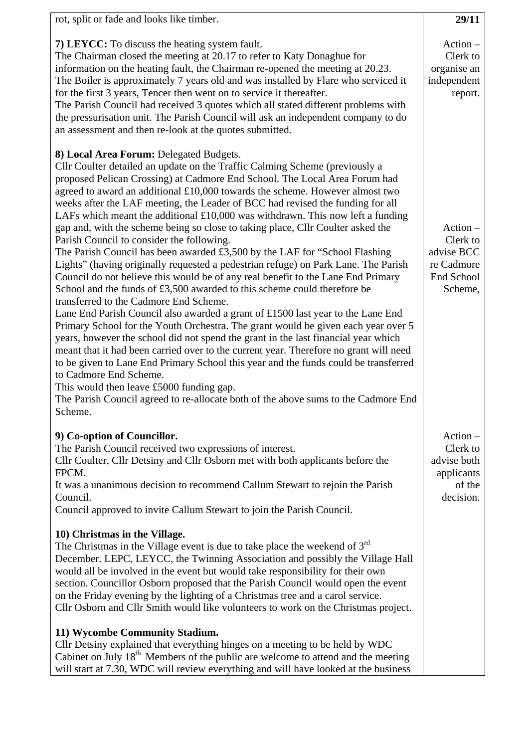| | |
|---|---|
| rot, split or fade and looks like timber. | **29/11** |
| **7) LEYCC:** To discuss the heating system fault.<br>The Chairman closed the meeting at 20.17 to refer to Katy Donaghue for information on the heating fault, the Chairman re-opened the meeting at 20.23.<br>The Boiler is approximately 7 years old and was installed by Flare who serviced it for the first 3 years, Tencer then went on to service it thereafter.<br>The Parish Council had received 3 quotes which all stated different problems with the pressurisation unit. The Parish Council will ask an independent company to do an assessment and then re-look at the quotes submitted. | Action – Clerk to organise an independent report. |
| **8) Local Area Forum:** Delegated Budgets.<br>Cllr Coulter detailed an update on the Traffic Calming Scheme (previously a proposed Pelican Crossing) at Cadmore End School. The Local Area Forum had agreed to award an additional £10,000 towards the scheme. However almost two weeks after the LAF meeting, the Leader of BCC had revised the funding for all LAFs which meant the additional £10,000 was withdrawn. This now left a funding gap and, with the scheme being so close to taking place, Cllr Coulter asked the Parish Council to consider the following.<br>The Parish Council has been awarded £3,500 by the LAF for "School Flashing Lights" (having originally requested a pedestrian refuge) on Park Lane. The Parish Council do not believe this would be of any real benefit to the Lane End Primary School and the funds of £3,500 awarded to this scheme could therefore be transferred to the Cadmore End Scheme.<br>Lane End Parish Council also awarded a grant of £1500 last year to the Lane End Primary School for the Youth Orchestra. The grant would be given each year over 5 years, however the school did not spend the grant in the last financial year which meant that it had been carried over to the current year. Therefore no grant will need to be given to Lane End Primary School this year and the funds could be transferred to Cadmore End Scheme.<br>This would then leave £5000 funding gap.<br>The Parish Council agreed to re-allocate both of the above sums to the Cadmore End Scheme. | Action – Clerk to advise BCC re Cadmore End School Scheme, |
| **9) Co-option of Councillor.**<br>The Parish Council received two expressions of interest.<br>Cllr Coulter, Cllr Detsiny and Cllr Osborn met with both applicants before the FPCM.<br>It was a unanimous decision to recommend Callum Stewart to rejoin the Parish Council.<br>Council approved to invite Callum Stewart to join the Parish Council. | Action – Clerk to advise both applicants of the decision. |
| **10) Christmas in the Village.**<br>The Christmas in the Village event is due to take place the weekend of 3rd December. LEPC, LEYCC, the Twinning Association and possibly the Village Hall would all be involved in the event but would take responsibility for their own section. Councillor Osborn proposed that the Parish Council would open the event on the Friday evening by the lighting of a Christmas tree and a carol service.<br>Cllr Osborn and Cllr Smith would like volunteers to work on the Christmas project. | |
| **11) Wycombe Community Stadium.**<br>Cllr Detsiny explained that everything hinges on a meeting to be held by WDC Cabinet on July 18th. Members of the public are welcome to attend and the meeting will start at 7.30, WDC will review everything and will have looked at the business | |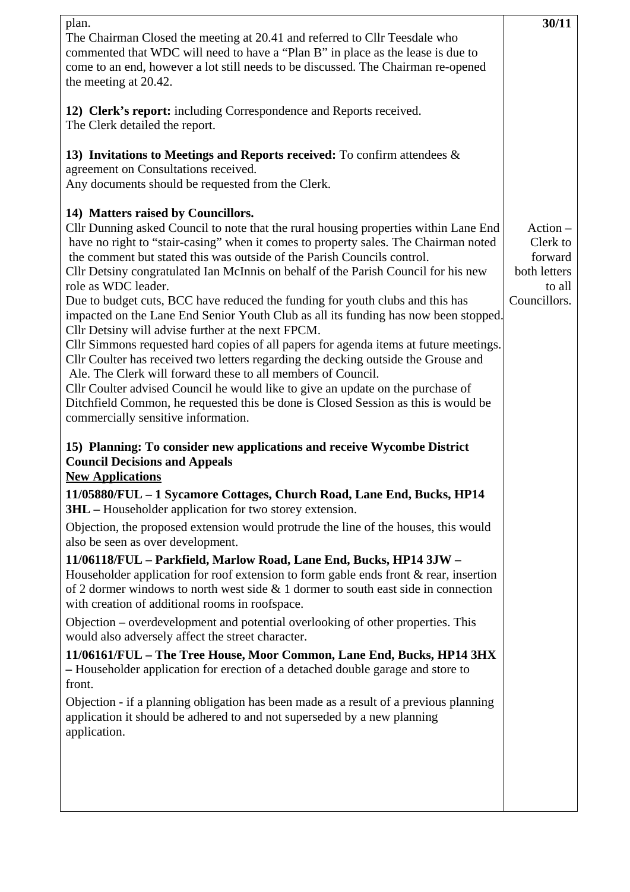plan.
The Chairman Closed the meeting at 20.41 and referred to Cllr Teesdale who commented that WDC will need to have a "Plan B" in place as the lease is due to come to an end, however a lot still needs to be discussed. The Chairman re-opened the meeting at 20.42.

**30/11**

**12) Clerk's report:** including Correspondence and Reports received.
The Clerk detailed the report.

**13) Invitations to Meetings and Reports received:** To confirm attendees & agreement on Consultations received.
Any documents should be requested from the Clerk.

**14) Matters raised by Councillors.**
Cllr Dunning asked Council to note that the rural housing properties within Lane End have no right to "stair-casing" when it comes to property sales. The Chairman noted the comment but stated this was outside of the Parish Councils control.
Cllr Detsiny congratulated Ian McInnis on behalf of the Parish Council for his new role as WDC leader.
Due to budget cuts, BCC have reduced the funding for youth clubs and this has impacted on the Lane End Senior Youth Club as all its funding has now been stopped. Cllr Detsiny will advise further at the next FPCM.
Cllr Simmons requested hard copies of all papers for agenda items at future meetings.
Cllr Coulter has received two letters regarding the decking outside the Grouse and Ale. The Clerk will forward these to all members of Council.
Cllr Coulter advised Council he would like to give an update on the purchase of Ditchfield Common, he requested this be done is Closed Session as this is would be commercially sensitive information.

Action – Clerk to forward both letters to all Councillors.

**15) Planning: To consider new applications and receive Wycombe District Council Decisions and Appeals**
**New Applications**

**11/05880/FUL – 1 Sycamore Cottages, Church Road, Lane End, Bucks, HP14 3HL –** Householder application for two storey extension.

Objection, the proposed extension would protrude the line of the houses, this would also be seen as over development.

**11/06118/FUL – Parkfield, Marlow Road, Lane End, Bucks, HP14 3JW –** Householder application for roof extension to form gable ends front & rear, insertion of 2 dormer windows to north west side & 1 dormer to south east side in connection with creation of additional rooms in roofspace.

Objection – overdevelopment and potential overlooking of other properties. This would also adversely affect the street character.

**11/06161/FUL – The Tree House, Moor Common, Lane End, Bucks, HP14 3HX –** Householder application for erection of a detached double garage and store to front.

Objection - if a planning obligation has been made as a result of a previous planning application it should be adhered to and not superseded by a new planning application.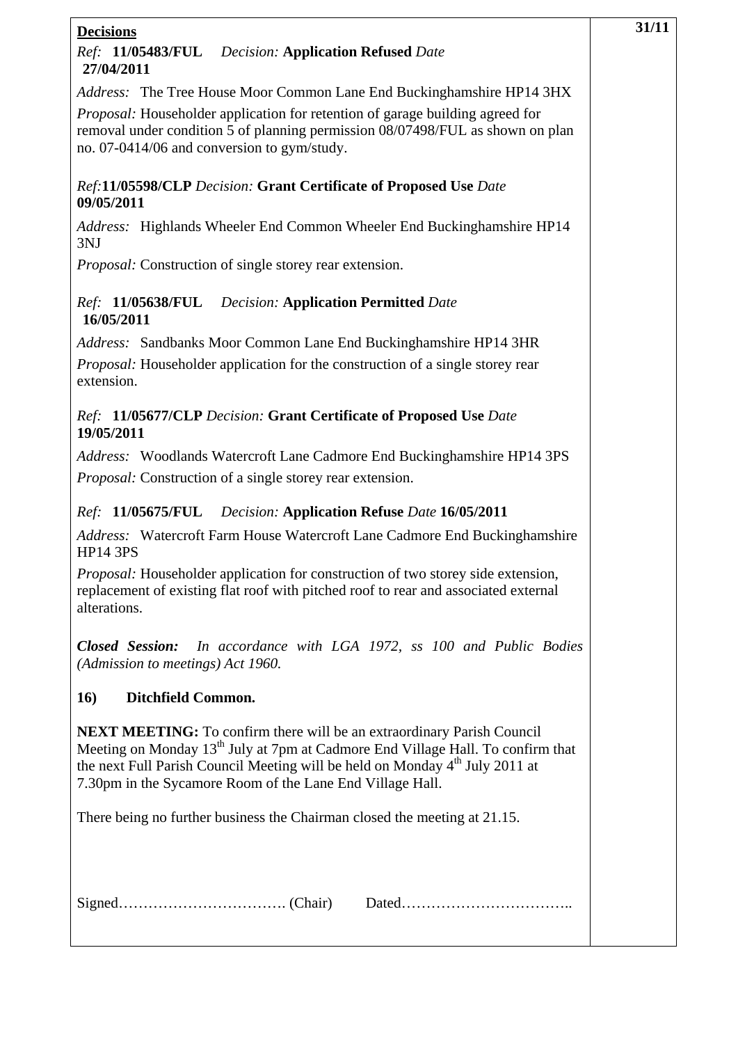**Decisions**

*Ref:* **11/05483/FUL** *Decision:* **Application Refused** *Date* **27/04/2011**

*Address:* The Tree House Moor Common Lane End Buckinghamshire HP14 3HX

*Proposal:* Householder application for retention of garage building agreed for removal under condition 5 of planning permission 08/07498/FUL as shown on plan no. 07-0414/06 and conversion to gym/study.

*Ref:***11/05598/CLP** *Decision:* **Grant Certificate of Proposed Use** *Date* **09/05/2011**

*Address:* Highlands Wheeler End Common Wheeler End Buckinghamshire HP14 3NJ

*Proposal:* Construction of single storey rear extension.

*Ref:* **11/05638/FUL** *Decision:* **Application Permitted** *Date* **16/05/2011**

*Address:* Sandbanks Moor Common Lane End Buckinghamshire HP14 3HR

*Proposal:* Householder application for the construction of a single storey rear extension.

*Ref:* **11/05677/CLP** *Decision:* **Grant Certificate of Proposed Use** *Date* **19/05/2011**

*Address:* Woodlands Watercroft Lane Cadmore End Buckinghamshire HP14 3PS

*Proposal:* Construction of a single storey rear extension.

*Ref:* **11/05675/FUL** *Decision:* **Application Refuse** *Date* **16/05/2011**

*Address:* Watercroft Farm House Watercroft Lane Cadmore End Buckinghamshire HP14 3PS

*Proposal:* Householder application for construction of two storey side extension, replacement of existing flat roof with pitched roof to rear and associated external alterations.

***Closed Session:*** *In accordance with LGA 1972, ss 100 and Public Bodies (Admission to meetings) Act 1960.*

**16) Ditchfield Common.**

**NEXT MEETING:** To confirm there will be an extraordinary Parish Council Meeting on Monday 13th July at 7pm at Cadmore End Village Hall. To confirm that the next Full Parish Council Meeting will be held on Monday 4th July 2011 at 7.30pm in the Sycamore Room of the Lane End Village Hall.

There being no further business the Chairman closed the meeting at 21.15.

Signed……………………………. (Chair) Dated……………………………..